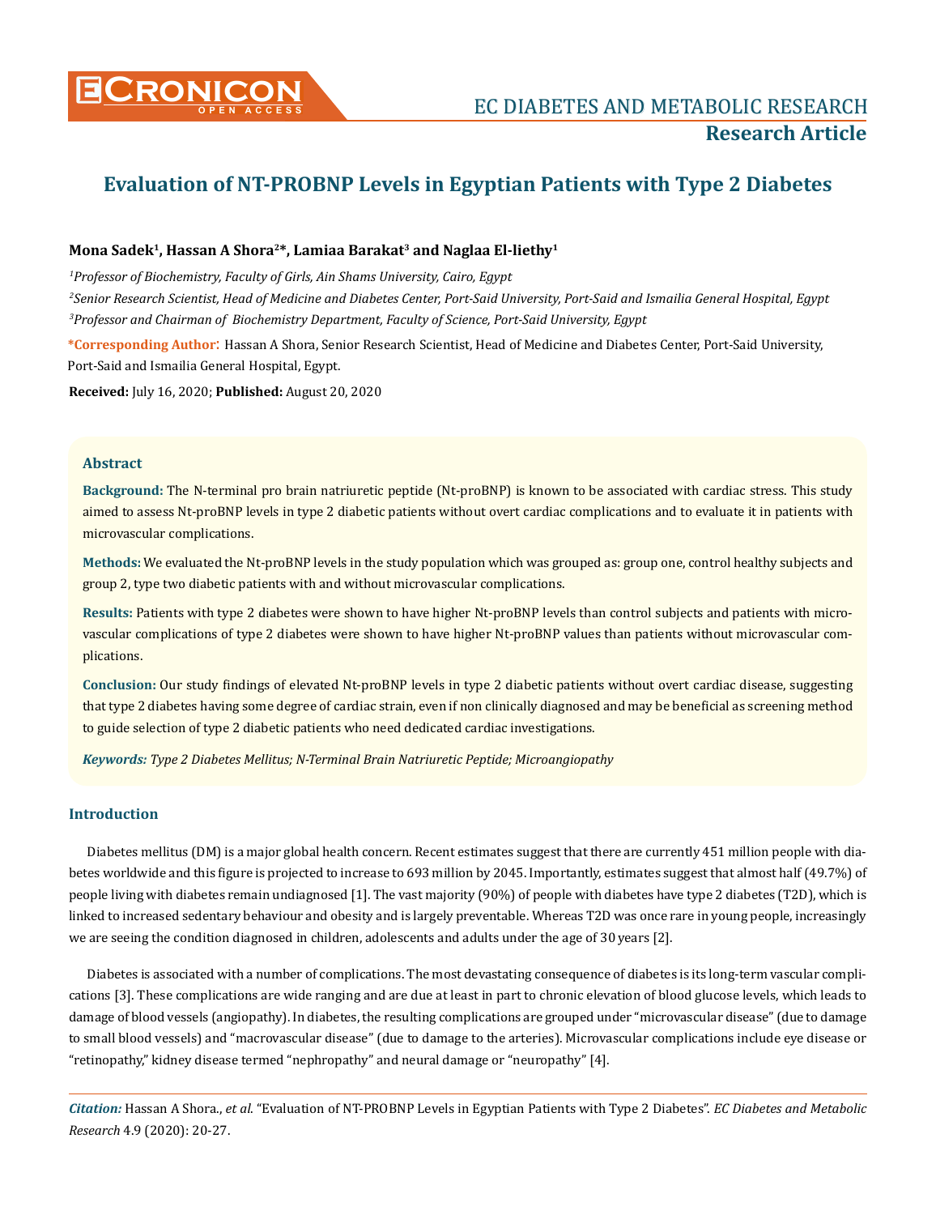# Evaluation of NT-PROBNP Levels in Egyptian Patients with Type 2 Diabetes

**Mona Sadek[1], Hassan A Shora[2]*, Lamiaa Barakat[3] and Naglaa El-liethy[1]**

[1]*Professor of Biochemistry, Faculty of Girls, Ain Shams University, Cairo, Egypt*

[2]*Senior Research Scientist, Head of Medicine and Diabetes Center, Port-Said University, Port-Said and Ismailia General Hospital, Egypt*

[3]*Professor and Chairman of Biochemistry Department, Faculty of Science, Port-Said University, Egypt*

**\*Corresponding Author:** Hassan A Shora, Senior Research Scientist, Head of Medicine and Diabetes Center, Port-Said University, Port-Said and Ismailia General Hospital, Egypt.

**Received:** July 16, 2020; **Published:** August 20, 2020

## Abstract

**Background:** The N-terminal pro brain natriuretic peptide (Nt-proBNP) is known to be associated with cardiac stress. This study aimed to assess Nt-proBNP levels in type 2 diabetic patients without overt cardiac complications and to evaluate it in patients with microvascular complications.

**Methods:** We evaluated the Nt-proBNP levels in the study population which was grouped as: group one, control healthy subjects and group 2, type two diabetic patients with and without microvascular complications.

**Results:** Patients with type 2 diabetes were shown to have higher Nt-proBNP levels than control subjects and patients with microvascular complications of type 2 diabetes were shown to have higher Nt-proBNP values than patients without microvascular complications.

**Conclusion:** Our study findings of elevated Nt-proBNP levels in type 2 diabetic patients without overt cardiac disease, suggesting that type 2 diabetes having some degree of cardiac strain, even if non clinically diagnosed and may be beneficial as screening method to guide selection of type 2 diabetic patients who need dedicated cardiac investigations.

***Keywords:*** *Type 2 Diabetes Mellitus; N-Terminal Brain Natriuretic Peptide; Microangiopathy*

## Introduction

Diabetes mellitus (DM) is a major global health concern. Recent estimates suggest that there are currently 451 million people with diabetes worldwide and this figure is projected to increase to 693 million by 2045. Importantly, estimates suggest that almost half (49.7%) of people living with diabetes remain undiagnosed [1]. The vast majority (90%) of people with diabetes have type 2 diabetes (T2D), which is linked to increased sedentary behaviour and obesity and is largely preventable. Whereas T2D was once rare in young people, increasingly we are seeing the condition diagnosed in children, adolescents and adults under the age of 30 years [2].

Diabetes is associated with a number of complications. The most devastating consequence of diabetes is its long-term vascular complications [3]. These complications are wide ranging and are due at least in part to chronic elevation of blood glucose levels, which leads to damage of blood vessels (angiopathy). In diabetes, the resulting complications are grouped under "microvascular disease" (due to damage to small blood vessels) and "macrovascular disease" (due to damage to the arteries). Microvascular complications include eye disease or "retinopathy," kidney disease termed "nephropathy" and neural damage or "neuropathy" [4].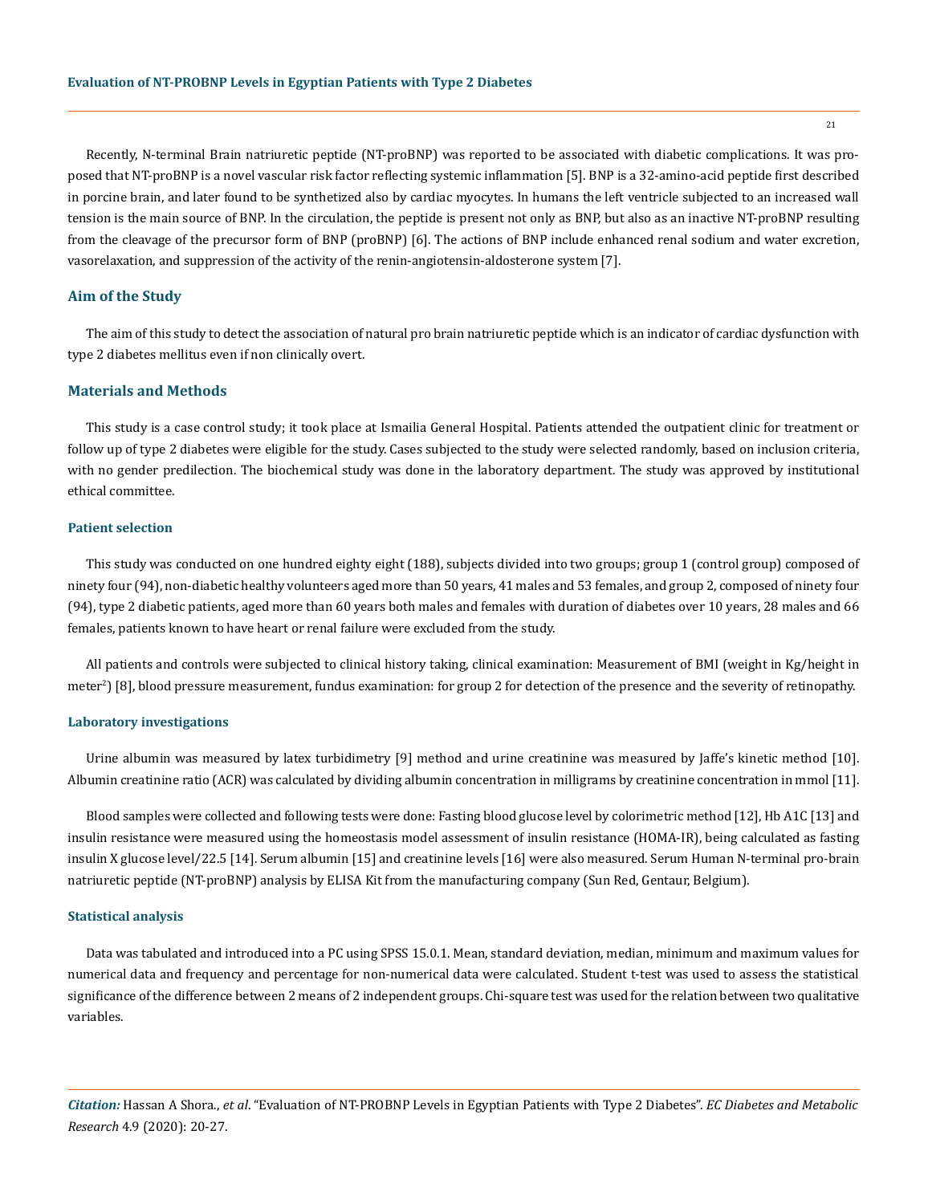Recently, N-terminal Brain natriuretic peptide (NT-proBNP) was reported to be associated with diabetic complications. It was proposed that NT-proBNP is a novel vascular risk factor reflecting systemic inflammation [5]. BNP is a 32-amino-acid peptide first described in porcine brain, and later found to be synthetized also by cardiac myocytes. In humans the left ventricle subjected to an increased wall tension is the main source of BNP. In the circulation, the peptide is present not only as BNP, but also as an inactive NT-proBNP resulting from the cleavage of the precursor form of BNP (proBNP) [6]. The actions of BNP include enhanced renal sodium and water excretion, vasorelaxation, and suppression of the activity of the renin-angiotensin-aldosterone system [7].

## Aim of the Study

The aim of this study to detect the association of natural pro brain natriuretic peptide which is an indicator of cardiac dysfunction with type 2 diabetes mellitus even if non clinically overt.

## Materials and Methods

This study is a case control study; it took place at Ismailia General Hospital. Patients attended the outpatient clinic for treatment or follow up of type 2 diabetes were eligible for the study. Cases subjected to the study were selected randomly, based on inclusion criteria, with no gender predilection. The biochemical study was done in the laboratory department. The study was approved by institutional ethical committee.

### Patient selection

This study was conducted on one hundred eighty eight (188), subjects divided into two groups; group 1 (control group) composed of ninety four (94), non-diabetic healthy volunteers aged more than 50 years, 41 males and 53 females, and group 2, composed of ninety four (94), type 2 diabetic patients, aged more than 60 years both males and females with duration of diabetes over 10 years, 28 males and 66 females, patients known to have heart or renal failure were excluded from the study.

All patients and controls were subjected to clinical history taking, clinical examination: Measurement of BMI (weight in Kg/height in meter$^2$) [8], blood pressure measurement, fundus examination: for group 2 for detection of the presence and the severity of retinopathy.

### Laboratory investigations

Urine albumin was measured by latex turbidimetry [9] method and urine creatinine was measured by Jaffe's kinetic method [10]. Albumin creatinine ratio (ACR) was calculated by dividing albumin concentration in milligrams by creatinine concentration in mmol [11].

Blood samples were collected and following tests were done: Fasting blood glucose level by colorimetric method [12], Hb A1C [13] and insulin resistance were measured using the homeostasis model assessment of insulin resistance (HOMA-IR), being calculated as fasting insulin X glucose level/22.5 [14]. Serum albumin [15] and creatinine levels [16] were also measured. Serum Human N-terminal pro-brain natriuretic peptide (NT-proBNP) analysis by ELISA Kit from the manufacturing company (Sun Red, Gentaur, Belgium).

### Statistical analysis

Data was tabulated and introduced into a PC using SPSS 15.0.1. Mean, standard deviation, median, minimum and maximum values for numerical data and frequency and percentage for non-numerical data were calculated. Student t-test was used to assess the statistical significance of the difference between 2 means of 2 independent groups. Chi-square test was used for the relation between two qualitative variables.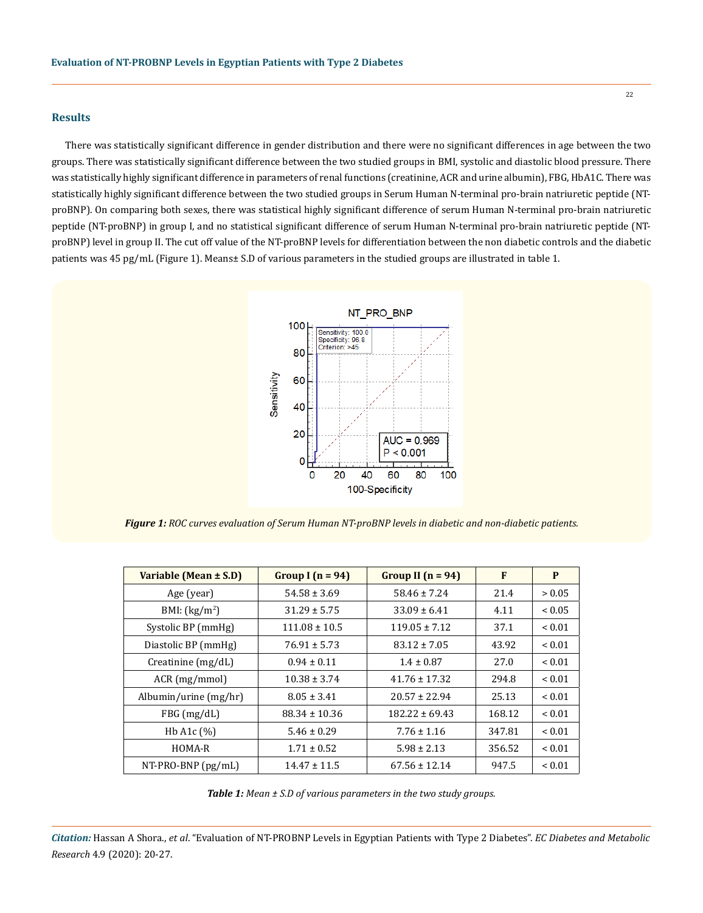## Results

There was statistically significant difference in gender distribution and there were no significant differences in age between the two groups. There was statistically significant difference between the two studied groups in BMI, systolic and diastolic blood pressure. There was statistically highly significant difference in parameters of renal functions (creatinine, ACR and urine albumin), FBG, HbA1C. There was statistically highly significant difference between the two studied groups in Serum Human N-terminal pro-brain natriuretic peptide (NT-proBNP). On comparing both sexes, there was statistical highly significant difference of serum Human N-terminal pro-brain natriuretic peptide (NT-proBNP) in group I, and no statistical significant difference of serum Human N-terminal pro-brain natriuretic peptide (NT-proBNP) level in group II. The cut off value of the NT-proBNP levels for differentiation between the non diabetic controls and the diabetic patients was 45 pg/mL (Figure 1). Means± S.D of various parameters in the studied groups are illustrated in table 1.

***Figure 1:*** *ROC curves evaluation of Serum Human NT-proBNP levels in diabetic and non-diabetic patients.*

| Variable (Mean ± S.D) | Group I (n = 94) | Group II (n = 94) | F | P |
|---|---|---|---|---|
| Age (year) | 54.58 ± 3.69 | 58.46 ± 7.24 | 21.4 | > 0.05 |
| BMI: (kg/m$^2$) | 31.29 ± 5.75 | 33.09 ± 6.41 | 4.11 | < 0.05 |
| Systolic BP (mmHg) | 111.08 ± 10.5 | 119.05 ± 7.12 | 37.1 | < 0.01 |
| Diastolic BP (mmHg) | 76.91 ± 5.73 | 83.12 ± 7.05 | 43.92 | < 0.01 |
| Creatinine (mg/dL) | 0.94 ± 0.11 | 1.4 ± 0.87 | 27.0 | < 0.01 |
| ACR (mg/mmol) | 10.38 ± 3.74 | 41.76 ± 17.32 | 294.8 | < 0.01 |
| Albumin/urine (mg/hr) | 8.05 ± 3.41 | 20.57 ± 22.94 | 25.13 | < 0.01 |
| FBG (mg/dL) | 88.34 ± 10.36 | 182.22 ± 69.43 | 168.12 | < 0.01 |
| Hb A1c (%) | 5.46 ± 0.29 | 7.76 ± 1.16 | 347.81 | < 0.01 |
| HOMA-R | 1.71 ± 0.52 | 5.98 ± 2.13 | 356.52 | < 0.01 |
| NT-PRO-BNP (pg/mL) | 14.47 ± 11.5 | 67.56 ± 12.14 | 947.5 | < 0.01 |

***Table 1:*** *Mean ± S.D of various parameters in the two study groups.*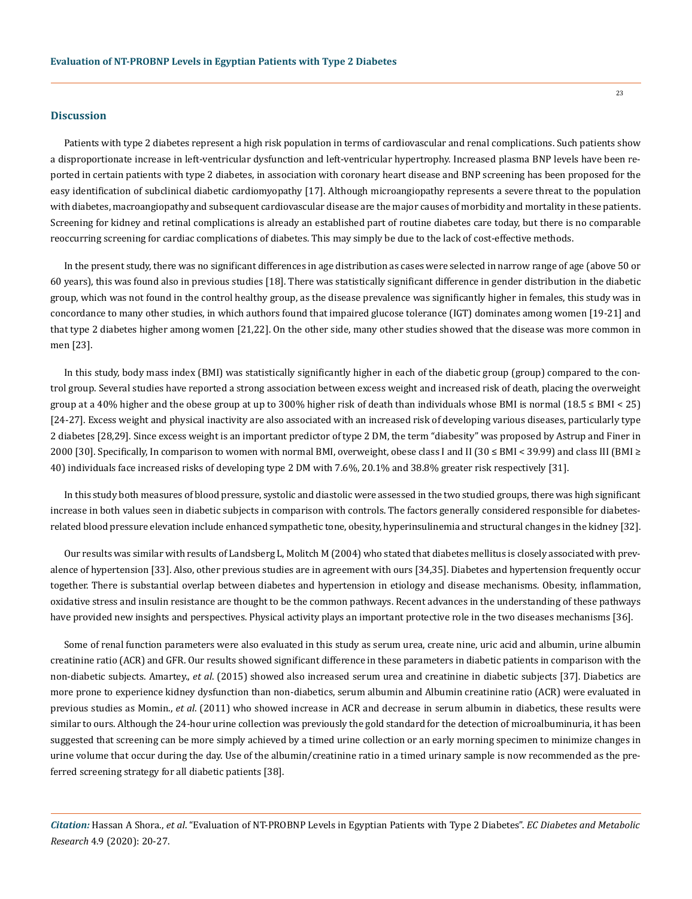## Discussion

Patients with type 2 diabetes represent a high risk population in terms of cardiovascular and renal complications. Such patients show a disproportionate increase in left-ventricular dysfunction and left-ventricular hypertrophy. Increased plasma BNP levels have been reported in certain patients with type 2 diabetes, in association with coronary heart disease and BNP screening has been proposed for the easy identification of subclinical diabetic cardiomyopathy [17]. Although microangiopathy represents a severe threat to the population with diabetes, macroangiopathy and subsequent cardiovascular disease are the major causes of morbidity and mortality in these patients. Screening for kidney and retinal complications is already an established part of routine diabetes care today, but there is no comparable reoccurring screening for cardiac complications of diabetes. This may simply be due to the lack of cost-effective methods.

In the present study, there was no significant differences in age distribution as cases were selected in narrow range of age (above 50 or 60 years), this was found also in previous studies [18]. There was statistically significant difference in gender distribution in the diabetic group, which was not found in the control healthy group, as the disease prevalence was significantly higher in females, this study was in concordance to many other studies, in which authors found that impaired glucose tolerance (IGT) dominates among women [19-21] and that type 2 diabetes higher among women [21,22]. On the other side, many other studies showed that the disease was more common in men [23].

In this study, body mass index (BMI) was statistically significantly higher in each of the diabetic group (group) compared to the control group. Several studies have reported a strong association between excess weight and increased risk of death, placing the overweight group at a 40% higher and the obese group at up to 300% higher risk of death than individuals whose BMI is normal (18.5 ≤ BMI < 25) [24-27]. Excess weight and physical inactivity are also associated with an increased risk of developing various diseases, particularly type 2 diabetes [28,29]. Since excess weight is an important predictor of type 2 DM, the term "diabesity" was proposed by Astrup and Finer in 2000 [30]. Specifically, In comparison to women with normal BMI, overweight, obese class I and II (30 ≤ BMI < 39.99) and class III (BMI ≥ 40) individuals face increased risks of developing type 2 DM with 7.6%, 20.1% and 38.8% greater risk respectively [31].

In this study both measures of blood pressure, systolic and diastolic were assessed in the two studied groups, there was high significant increase in both values seen in diabetic subjects in comparison with controls. The factors generally considered responsible for diabetes-related blood pressure elevation include enhanced sympathetic tone, obesity, hyperinsulinemia and structural changes in the kidney [32].

Our results was similar with results of Landsberg L, Molitch M (2004) who stated that diabetes mellitus is closely associated with prevalence of hypertension [33]. Also, other previous studies are in agreement with ours [34,35]. Diabetes and hypertension frequently occur together. There is substantial overlap between diabetes and hypertension in etiology and disease mechanisms. Obesity, inflammation, oxidative stress and insulin resistance are thought to be the common pathways. Recent advances in the understanding of these pathways have provided new insights and perspectives. Physical activity plays an important protective role in the two diseases mechanisms [36].

Some of renal function parameters were also evaluated in this study as serum urea, create nine, uric acid and albumin, urine albumin creatinine ratio (ACR) and GFR. Our results showed significant difference in these parameters in diabetic patients in comparison with the non-diabetic subjects. Amartey., *et al*. (2015) showed also increased serum urea and creatinine in diabetic subjects [37]. Diabetics are more prone to experience kidney dysfunction than non-diabetics, serum albumin and Albumin creatinine ratio (ACR) were evaluated in previous studies as Momin., *et al*. (2011) who showed increase in ACR and decrease in serum albumin in diabetics, these results were similar to ours. Although the 24-hour urine collection was previously the gold standard for the detection of microalbuminuria, it has been suggested that screening can be more simply achieved by a timed urine collection or an early morning specimen to minimize changes in urine volume that occur during the day. Use of the albumin/creatinine ratio in a timed urinary sample is now recommended as the preferred screening strategy for all diabetic patients [38].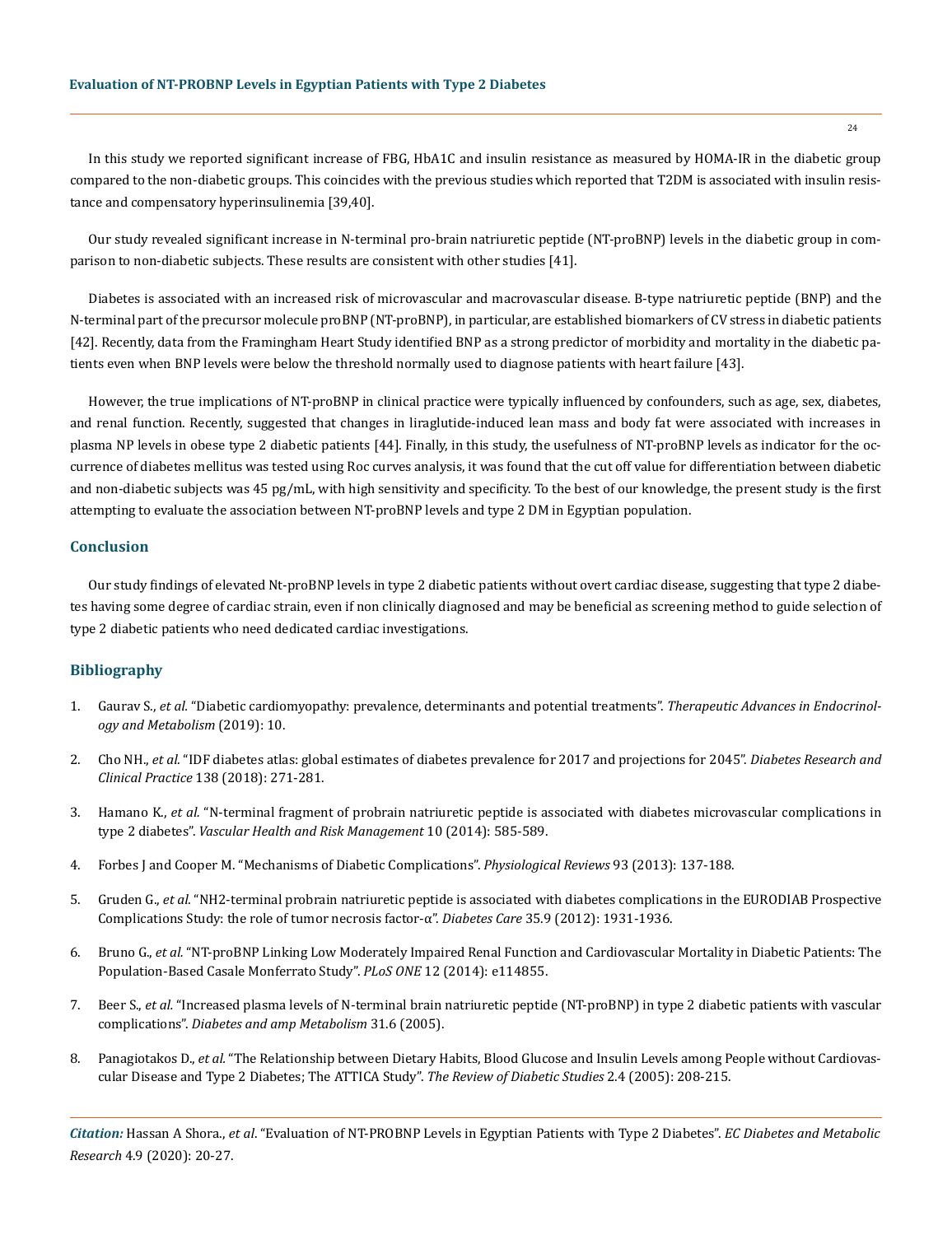In this study we reported significant increase of FBG, HbA1C and insulin resistance as measured by HOMA-IR in the diabetic group compared to the non-diabetic groups. This coincides with the previous studies which reported that T2DM is associated with insulin resistance and compensatory hyperinsulinemia [39,40].

Our study revealed significant increase in N-terminal pro-brain natriuretic peptide (NT-proBNP) levels in the diabetic group in comparison to non-diabetic subjects. These results are consistent with other studies [41].

Diabetes is associated with an increased risk of microvascular and macrovascular disease. B-type natriuretic peptide (BNP) and the N-terminal part of the precursor molecule proBNP (NT-proBNP), in particular, are established biomarkers of CV stress in diabetic patients [42]. Recently, data from the Framingham Heart Study identified BNP as a strong predictor of morbidity and mortality in the diabetic patients even when BNP levels were below the threshold normally used to diagnose patients with heart failure [43].

However, the true implications of NT-proBNP in clinical practice were typically influenced by confounders, such as age, sex, diabetes, and renal function. Recently, suggested that changes in liraglutide-induced lean mass and body fat were associated with increases in plasma NP levels in obese type 2 diabetic patients [44]. Finally, in this study, the usefulness of NT-proBNP levels as indicator for the occurrence of diabetes mellitus was tested using Roc curves analysis, it was found that the cut off value for differentiation between diabetic and non-diabetic subjects was 45 pg/mL, with high sensitivity and specificity. To the best of our knowledge, the present study is the first attempting to evaluate the association between NT-proBNP levels and type 2 DM in Egyptian population.

## Conclusion

Our study findings of elevated Nt-proBNP levels in type 2 diabetic patients without overt cardiac disease, suggesting that type 2 diabetes having some degree of cardiac strain, even if non clinically diagnosed and may be beneficial as screening method to guide selection of type 2 diabetic patients who need dedicated cardiac investigations.

## Bibliography

1. Gaurav S., *et al.* "Diabetic cardiomyopathy: prevalence, determinants and potential treatments". *Therapeutic Advances in Endocrinology and Metabolism* (2019): 10.
2. Cho NH., *et al.* "IDF diabetes atlas: global estimates of diabetes prevalence for 2017 and projections for 2045". *Diabetes Research and Clinical Practice* 138 (2018): 271-281.
3. Hamano K., *et al.* "N-terminal fragment of probrain natriuretic peptide is associated with diabetes microvascular complications in type 2 diabetes". *Vascular Health and Risk Management* 10 (2014): 585-589.
4. Forbes J and Cooper M. "Mechanisms of Diabetic Complications". *Physiological Reviews* 93 (2013): 137-188.
5. Gruden G., *et al.* "NH2-terminal probrain natriuretic peptide is associated with diabetes complications in the EURODIAB Prospective Complications Study: the role of tumor necrosis factor-α". *Diabetes Care* 35.9 (2012): 1931-1936.
6. Bruno G., *et al.* "NT-proBNP Linking Low Moderately Impaired Renal Function and Cardiovascular Mortality in Diabetic Patients: The Population-Based Casale Monferrato Study". *PLoS ONE* 12 (2014): e114855.
7. Beer S., *et al.* "Increased plasma levels of N-terminal brain natriuretic peptide (NT-proBNP) in type 2 diabetic patients with vascular complications". *Diabetes and amp Metabolism* 31.6 (2005).
8. Panagiotakos D., *et al.* "The Relationship between Dietary Habits, Blood Glucose and Insulin Levels among People without Cardiovascular Disease and Type 2 Diabetes; The ATTICA Study". *The Review of Diabetic Studies* 2.4 (2005): 208-215.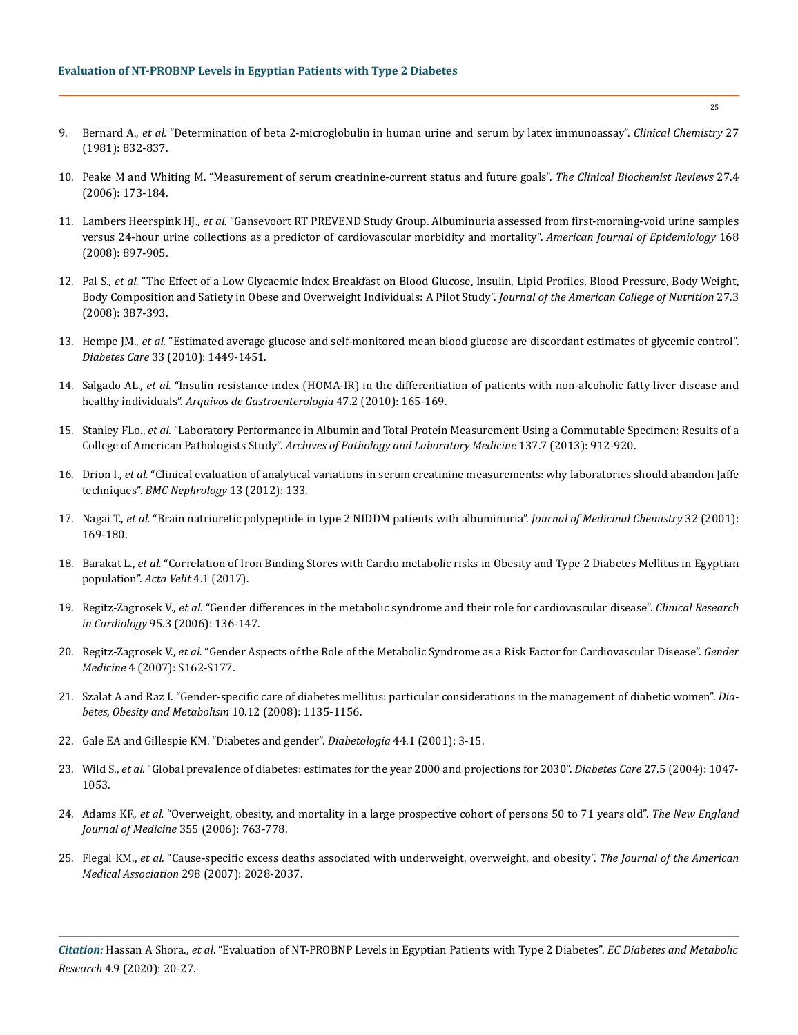9. Bernard A., *et al.* "Determination of beta 2-microglobulin in human urine and serum by latex immunoassay". *Clinical Chemistry* 27 (1981): 832-837.

10. Peake M and Whiting M. "Measurement of serum creatinine-current status and future goals". *The Clinical Biochemist Reviews* 27.4 (2006): 173-184.

11. Lambers Heerspink HJ., *et al.* "Gansevoort RT PREVEND Study Group. Albuminuria assessed from first-morning-void urine samples versus 24-hour urine collections as a predictor of cardiovascular morbidity and mortality". *American Journal of Epidemiology* 168 (2008): 897-905.

12. Pal S., *et al.* "The Effect of a Low Glycaemic Index Breakfast on Blood Glucose, Insulin, Lipid Profiles, Blood Pressure, Body Weight, Body Composition and Satiety in Obese and Overweight Individuals: A Pilot Study". *Journal of the American College of Nutrition* 27.3 (2008): 387-393.

13. Hempe JM., *et al.* "Estimated average glucose and self-monitored mean blood glucose are discordant estimates of glycemic control". *Diabetes Care* 33 (2010): 1449-1451.

14. Salgado AL., *et al.* "Insulin resistance index (HOMA-IR) in the differentiation of patients with non-alcoholic fatty liver disease and healthy individuals". *Arquivos de Gastroenterologia* 47.2 (2010): 165-169.

15. Stanley FLo., *et al.* "Laboratory Performance in Albumin and Total Protein Measurement Using a Commutable Specimen: Results of a College of American Pathologists Study". *Archives of Pathology and Laboratory Medicine* 137.7 (2013): 912-920.

16. Drion I., *et al.* "Clinical evaluation of analytical variations in serum creatinine measurements: why laboratories should abandon Jaffe techniques". *BMC Nephrology* 13 (2012): 133.

17. Nagai T., *et al.* "Brain natriuretic polypeptide in type 2 NIDDM patients with albuminuria". *Journal of Medicinal Chemistry* 32 (2001): 169-180.

18. Barakat L., *et al.* "Correlation of Iron Binding Stores with Cardio metabolic risks in Obesity and Type 2 Diabetes Mellitus in Egyptian population". *Acta Velit* 4.1 (2017).

19. Regitz-Zagrosek V., *et al.* "Gender differences in the metabolic syndrome and their role for cardiovascular disease". *Clinical Research in Cardiology* 95.3 (2006): 136-147.

20. Regitz-Zagrosek V., *et al.* "Gender Aspects of the Role of the Metabolic Syndrome as a Risk Factor for Cardiovascular Disease". *Gender Medicine* 4 (2007): S162-S177.

21. Szalat A and Raz I. "Gender-specific care of diabetes mellitus: particular considerations in the management of diabetic women". *Diabetes, Obesity and Metabolism* 10.12 (2008): 1135-1156.

22. Gale EA and Gillespie KM. "Diabetes and gender". *Diabetologia* 44.1 (2001): 3-15.

23. Wild S., *et al.* "Global prevalence of diabetes: estimates for the year 2000 and projections for 2030". *Diabetes Care* 27.5 (2004): 1047-1053.

24. Adams KF., *et al.* "Overweight, obesity, and mortality in a large prospective cohort of persons 50 to 71 years old". *The New England Journal of Medicine* 355 (2006): 763-778.

25. Flegal KM., *et al.* "Cause-specific excess deaths associated with underweight, overweight, and obesity". *The Journal of the American Medical Association* 298 (2007): 2028-2037.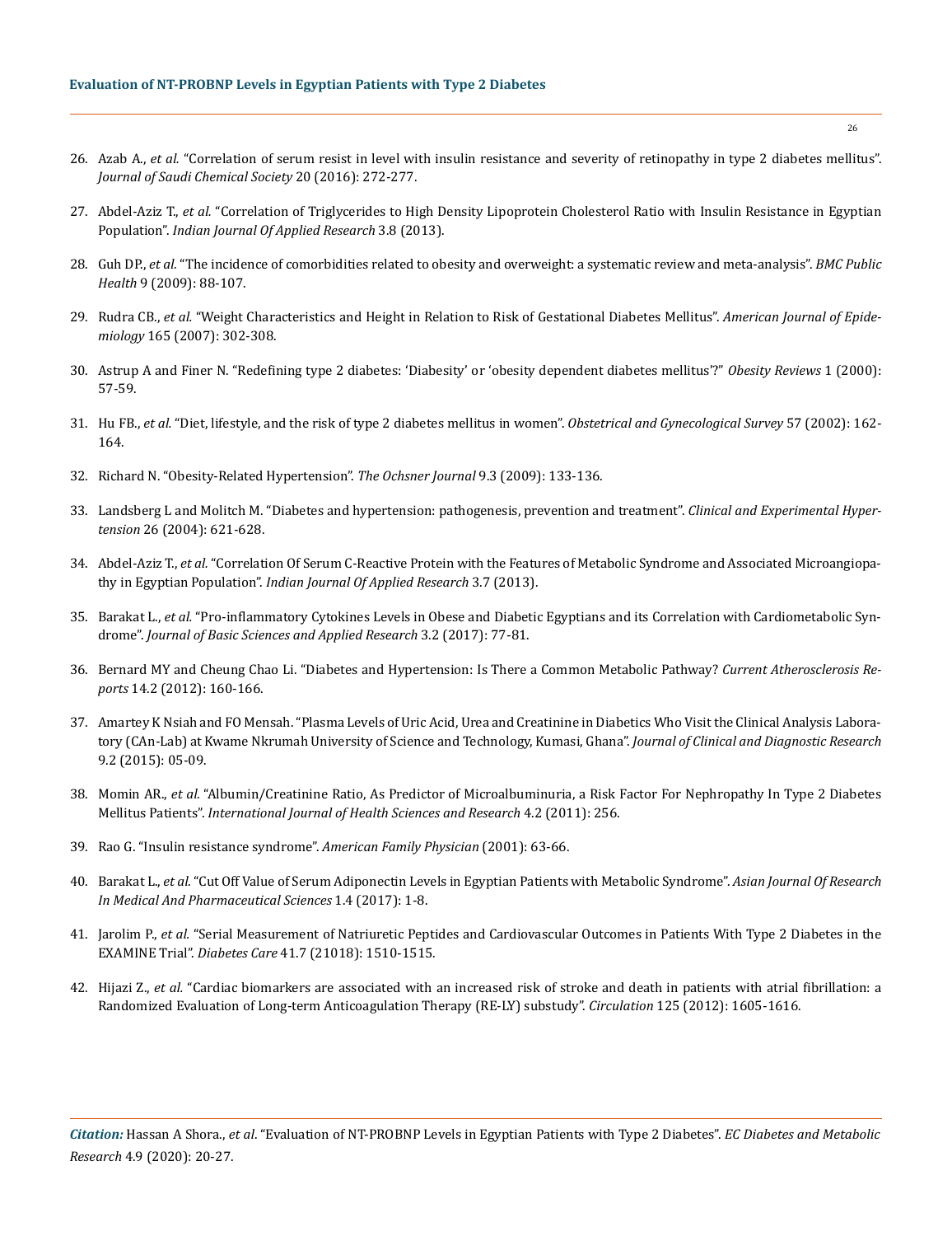26. Azab A., *et al.* "Correlation of serum resist in level with insulin resistance and severity of retinopathy in type 2 diabetes mellitus". *Journal of Saudi Chemical Society* 20 (2016): 272-277.
27. Abdel-Aziz T., *et al.* "Correlation of Triglycerides to High Density Lipoprotein Cholesterol Ratio with Insulin Resistance in Egyptian Population". *Indian Journal Of Applied Research* 3.8 (2013).
28. Guh DP., *et al.* "The incidence of comorbidities related to obesity and overweight: a systematic review and meta-analysis". *BMC Public Health* 9 (2009): 88-107.
29. Rudra CB., *et al.* "Weight Characteristics and Height in Relation to Risk of Gestational Diabetes Mellitus". *American Journal of Epidemiology* 165 (2007): 302-308.
30. Astrup A and Finer N. "Redefining type 2 diabetes: 'Diabesity' or 'obesity dependent diabetes mellitus'?" *Obesity Reviews* 1 (2000): 57-59.
31. Hu FB., *et al.* "Diet, lifestyle, and the risk of type 2 diabetes mellitus in women". *Obstetrical and Gynecological Survey* 57 (2002): 162-164.
32. Richard N. "Obesity-Related Hypertension". *The Ochsner Journal* 9.3 (2009): 133-136.
33. Landsberg L and Molitch M. "Diabetes and hypertension: pathogenesis, prevention and treatment". *Clinical and Experimental Hypertension* 26 (2004): 621-628.
34. Abdel-Aziz T., *et al.* "Correlation Of Serum C-Reactive Protein with the Features of Metabolic Syndrome and Associated Microangiopathy in Egyptian Population". *Indian Journal Of Applied Research* 3.7 (2013).
35. Barakat L., *et al.* "Pro-inflammatory Cytokines Levels in Obese and Diabetic Egyptians and its Correlation with Cardiometabolic Syndrome". *Journal of Basic Sciences and Applied Research* 3.2 (2017): 77-81.
36. Bernard MY and Cheung Chao Li. "Diabetes and Hypertension: Is There a Common Metabolic Pathway? *Current Atherosclerosis Reports* 14.2 (2012): 160-166.
37. Amartey K Nsiah and FO Mensah. "Plasma Levels of Uric Acid, Urea and Creatinine in Diabetics Who Visit the Clinical Analysis Laboratory (CAn-Lab) at Kwame Nkrumah University of Science and Technology, Kumasi, Ghana". *Journal of Clinical and Diagnostic Research* 9.2 (2015): 05-09.
38. Momin AR., *et al.* "Albumin/Creatinine Ratio, As Predictor of Microalbuminuria, a Risk Factor For Nephropathy In Type 2 Diabetes Mellitus Patients". *International Journal of Health Sciences and Research* 4.2 (2011): 256.
39. Rao G. "Insulin resistance syndrome". *American Family Physician* (2001): 63-66.
40. Barakat L., *et al.* "Cut Off Value of Serum Adiponectin Levels in Egyptian Patients with Metabolic Syndrome". *Asian Journal Of Research In Medical And Pharmaceutical Sciences* 1.4 (2017): 1-8.
41. Jarolim P., *et al.* "Serial Measurement of Natriuretic Peptides and Cardiovascular Outcomes in Patients With Type 2 Diabetes in the EXAMINE Trial". *Diabetes Care* 41.7 (21018): 1510-1515.
42. Hijazi Z., *et al.* "Cardiac biomarkers are associated with an increased risk of stroke and death in patients with atrial fibrillation: a Randomized Evaluation of Long-term Anticoagulation Therapy (RE-LY) substudy". *Circulation* 125 (2012): 1605-1616.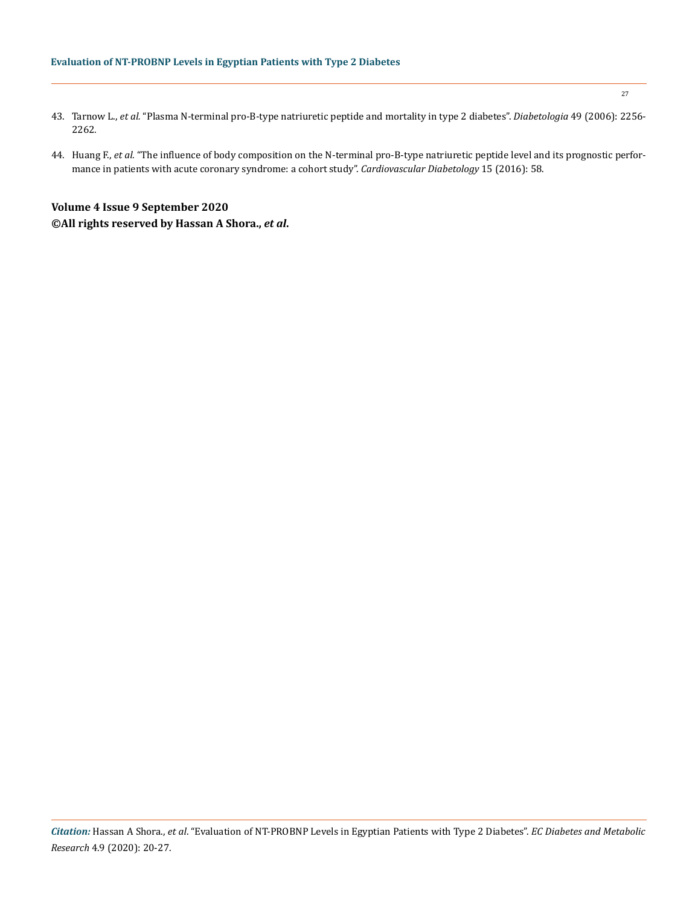43. Tarnow L., *et al.* "Plasma N-terminal pro-B-type natriuretic peptide and mortality in type 2 diabetes". *Diabetologia* 49 (2006): 2256-2262.

44. Huang F., *et al.* "The influence of body composition on the N-terminal pro-B-type natriuretic peptide level and its prognostic performance in patients with acute coronary syndrome: a cohort study". *Cardiovascular Diabetology* 15 (2016): 58.

**Volume 4 Issue 9 September 2020**
**©All rights reserved by Hassan A Shora., *et al*.**